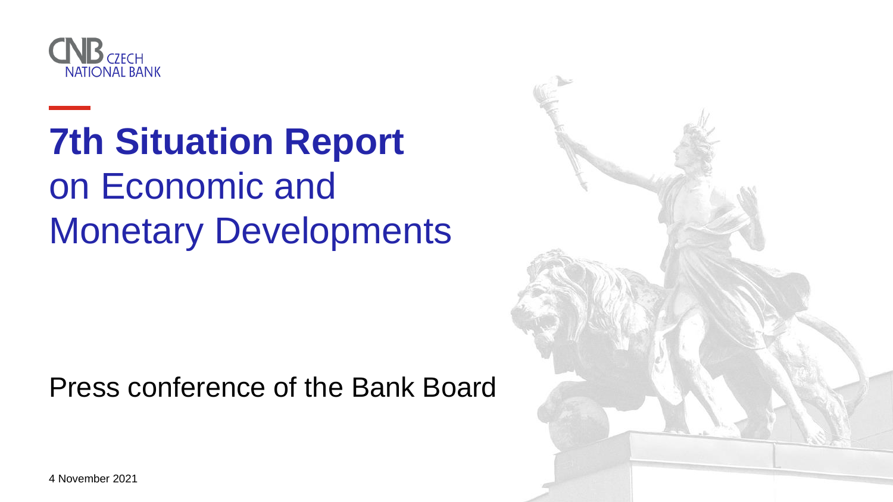CNB CZECH NATIONAL BANK

# 7th Situation Report on Economic and Monetary Developments

Press conference of the Bank Board

4 November 2021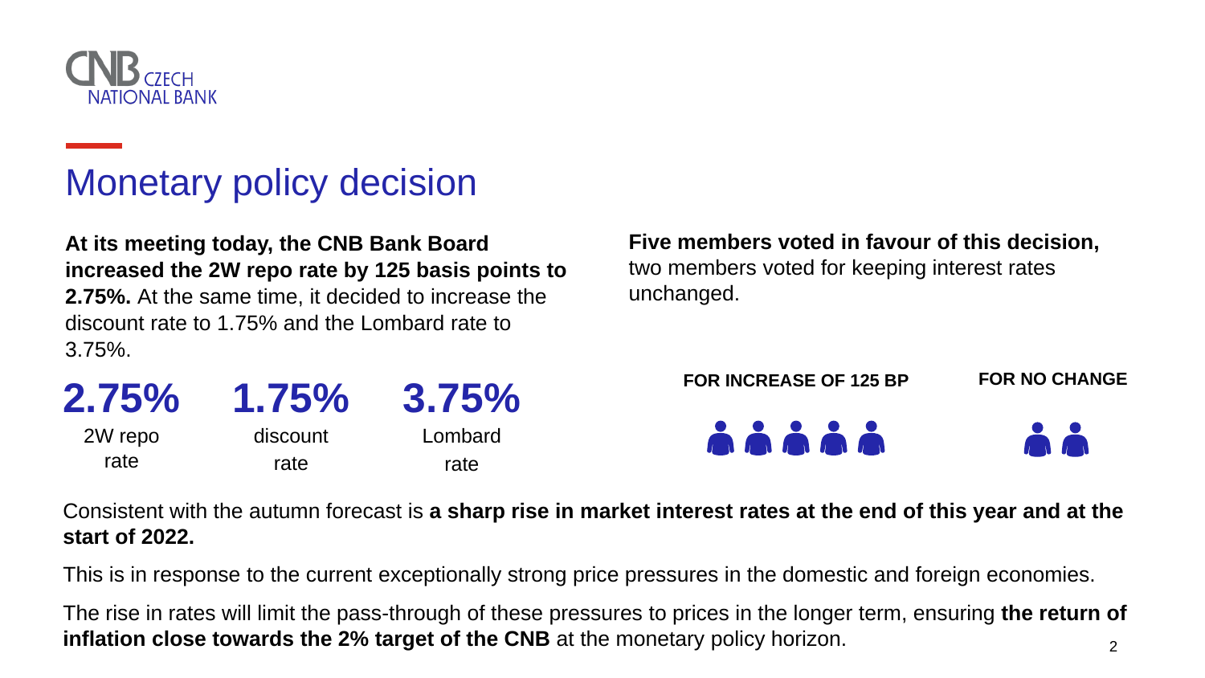# Monetary policy decision

**At its meeting today, the CNB Bank Board increased the 2W repo rate by 125 basis points to 2.75%.** At the same time, it decided to increase the discount rate to 1.75% and the Lombard rate to 3.75%.

| 2.75% | 1.75% | 3.75% |
|---|---|---|
| 2W repo rate | discount rate | Lombard rate |

**Five members voted in favour of this decision,** two members voted for keeping interest rates unchanged.

| FOR INCREASE OF 125 BP | FOR NO CHANGE |
|---|---|
| 5 | 2 |

Consistent with the autumn forecast is **a sharp rise in market interest rates at the end of this year and at the start of 2022.**

This is in response to the current exceptionally strong price pressures in the domestic and foreign economies.

The rise in rates will limit the pass-through of these pressures to prices in the longer term, ensuring **the return of inflation close towards the 2% target of the CNB** at the monetary policy horizon.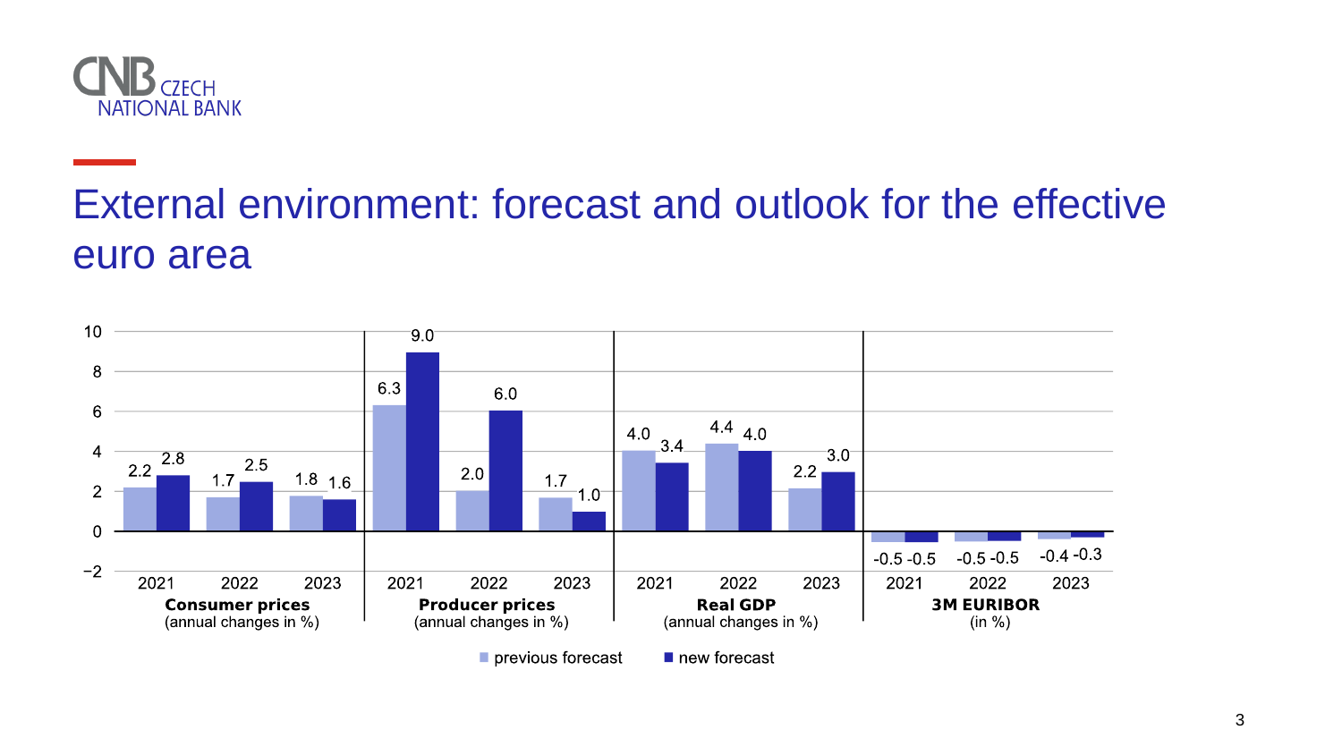# External environment: forecast and outlook for the effective euro area

| | | Consumer prices (annual changes in %) | Producer prices (annual changes in %) | Real GDP (annual changes in %) | 3M EURIBOR (in %) |
|---|---|---|---|---|---|
| 2021 | previous forecast | 2.2 | 6.3 | 4.0 | -0.5 |
| | new forecast | 2.8 | 9.0 | 3.4 | -0.5 |
| 2022 | previous forecast | 1.7 | 2.0 | 4.4 | -0.5 |
| | new forecast | 2.5 | 6.0 | 4.0 | -0.5 |
| 2023 | previous forecast | 1.8 | 1.7 | 2.2 | -0.4 |
| | new forecast | 1.6 | 1.0 | 3.0 | -0.3 |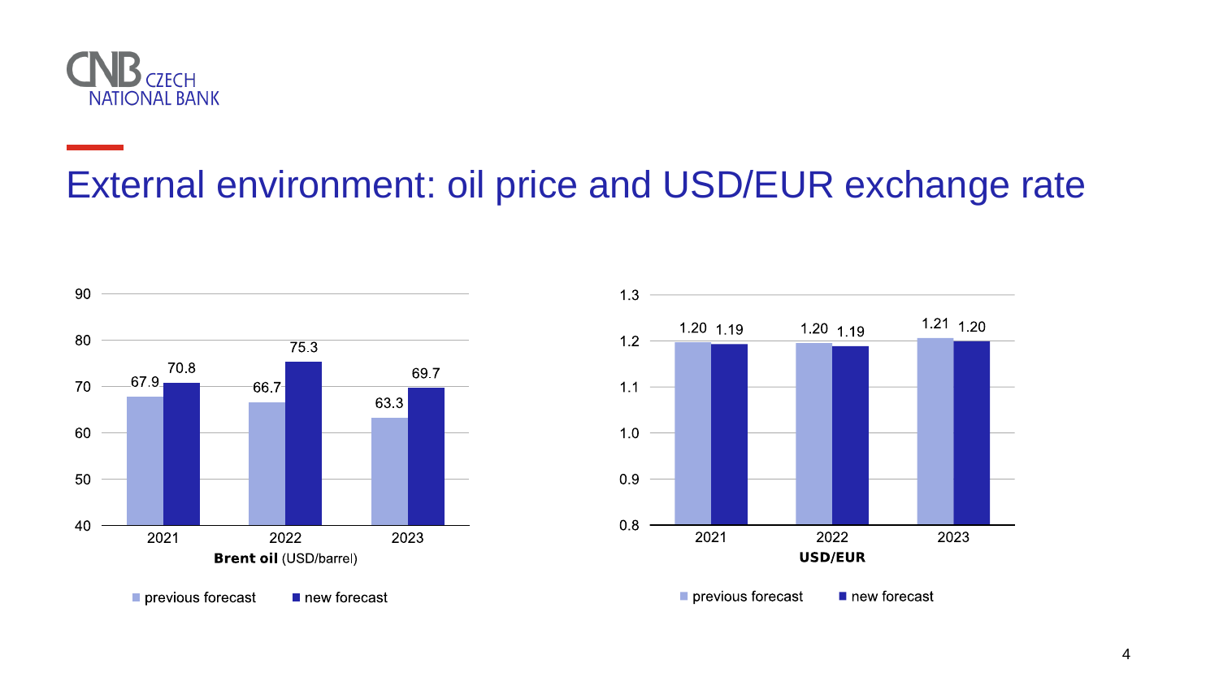# External environment: oil price and USD/EUR exchange rate

**Brent oil** (USD/barrel)

| | previous forecast | new forecast |
|---|---|---|
| 2021 | 67.9 | 70.8 |
| 2022 | 66.7 | 75.3 |
| 2023 | 63.3 | 69.7 |

**USD/EUR**

| | previous forecast | new forecast |
|---|---|---|
| 2021 | 1.20 | 1.19 |
| 2022 | 1.20 | 1.19 |
| 2023 | 1.21 | 1.20 |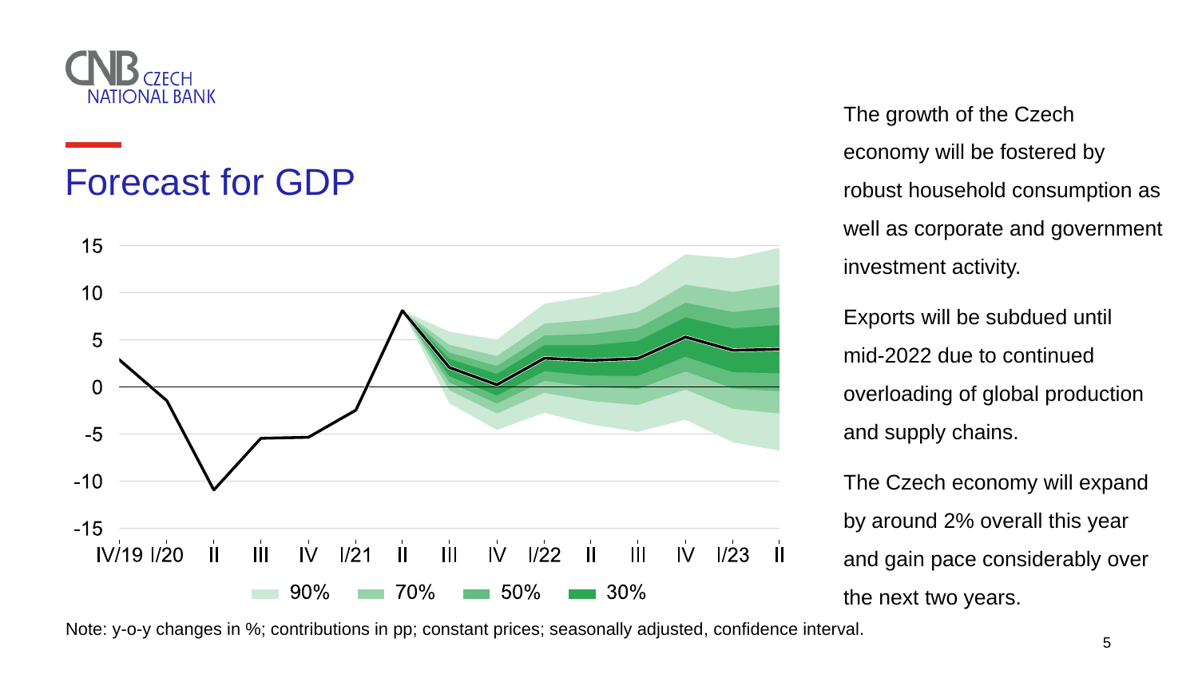# Forecast for GDP

The growth of the Czech economy will be fostered by robust household consumption as well as corporate and government investment activity.

Exports will be subdued until mid-2022 due to continued overloading of global production and supply chains.

The Czech economy will expand by around 2% overall this year and gain pace considerably over the next two years.

Note: y-o-y changes in %; contributions in pp; constant prices; seasonally adjusted, confidence interval.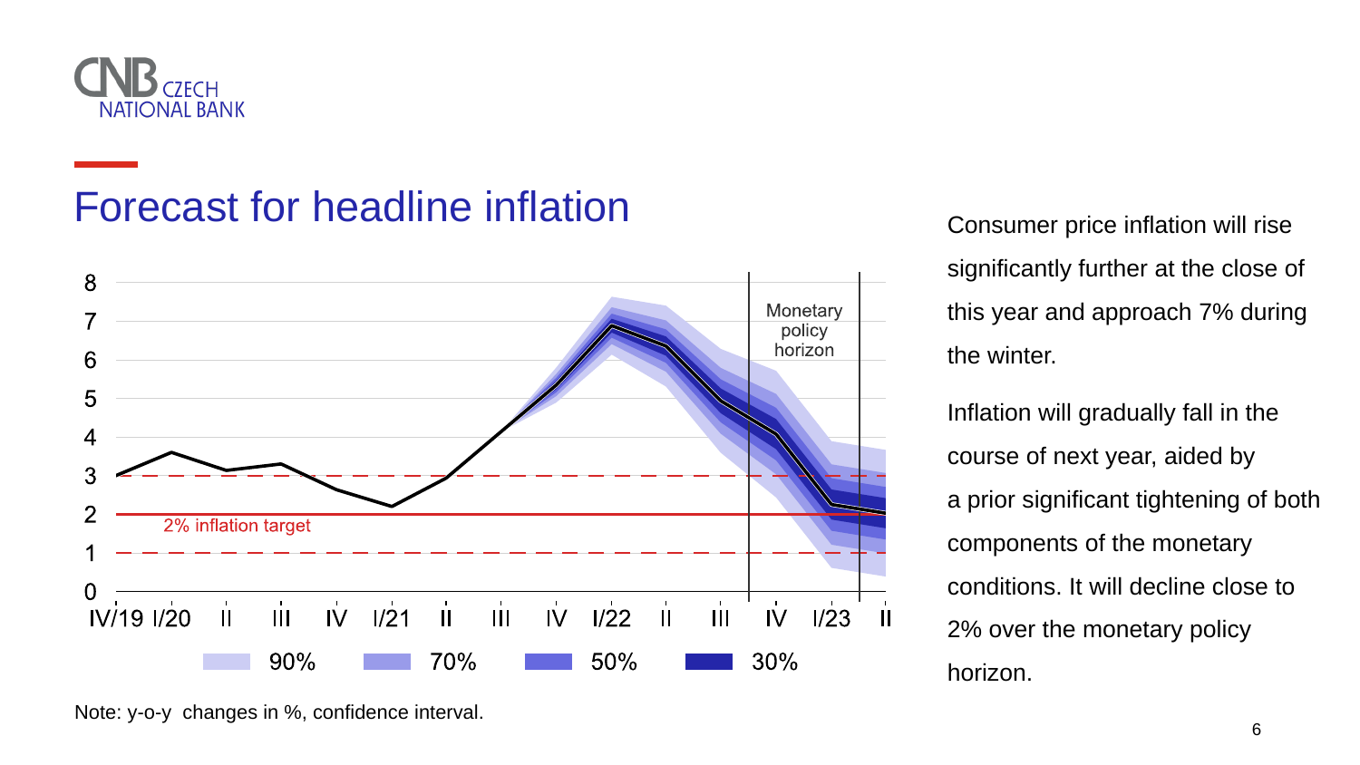# Forecast for headline inflation

Note: y-o-y changes in %, confidence interval.

Consumer price inflation will rise significantly further at the close of this year and approach 7% during the winter.

Inflation will gradually fall in the course of next year, aided by a prior significant tightening of both components of the monetary conditions. It will decline close to 2% over the monetary policy horizon.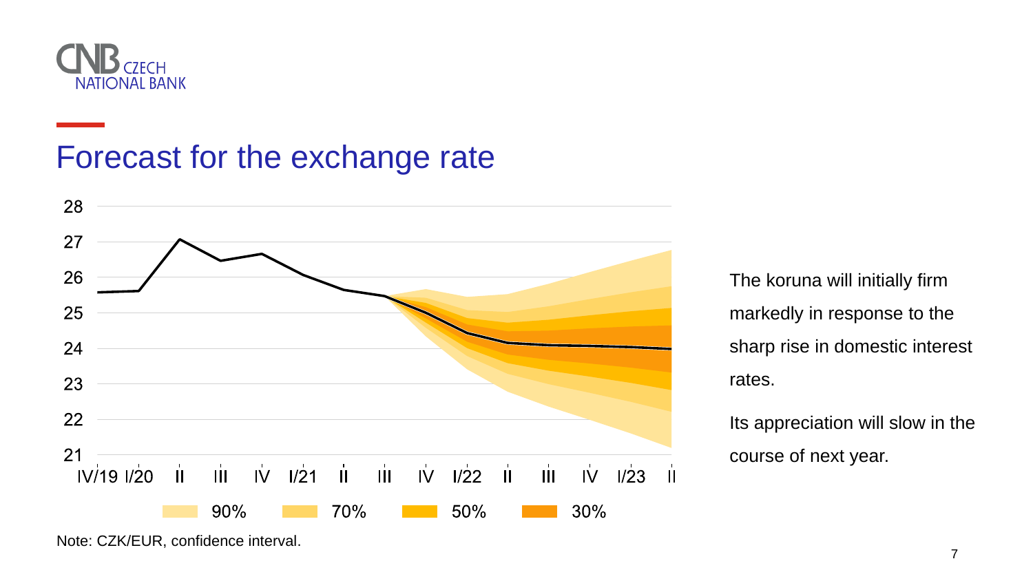# Forecast for the exchange rate

The koruna will initially firm markedly in response to the sharp rise in domestic interest rates.

Its appreciation will slow in the course of next year.

Note: CZK/EUR, confidence interval.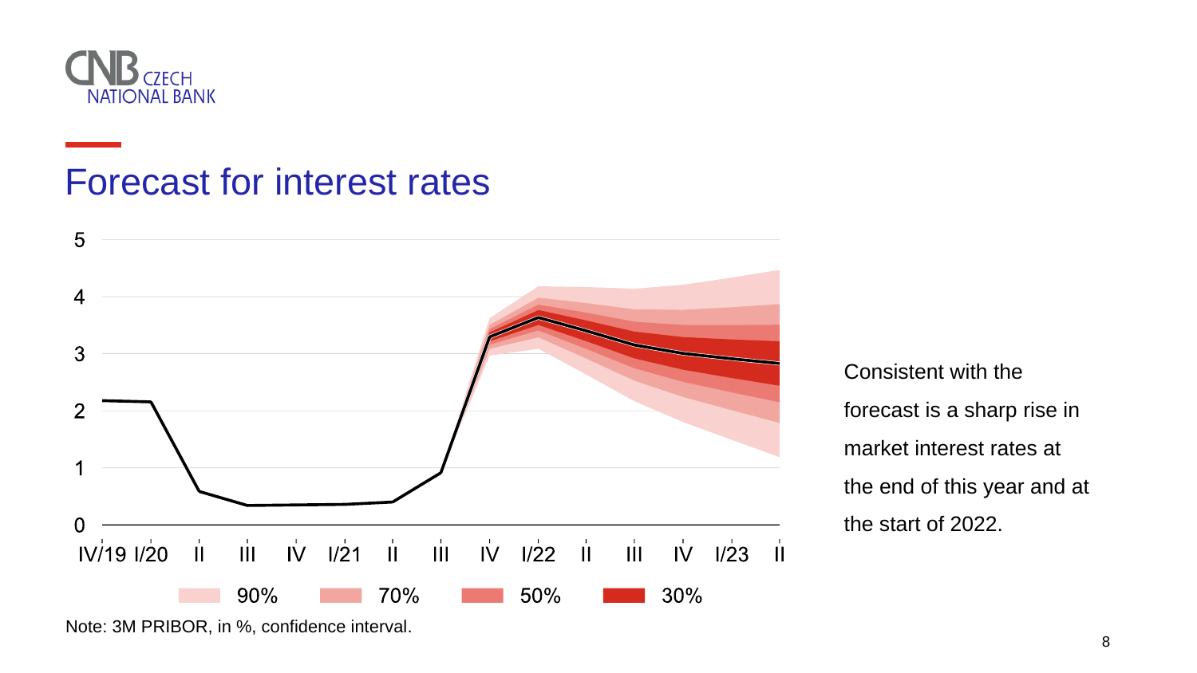# Forecast for interest rates

Consistent with the forecast is a sharp rise in market interest rates at the end of this year and at the start of 2022.

Note: 3M PRIBOR, in %, confidence interval.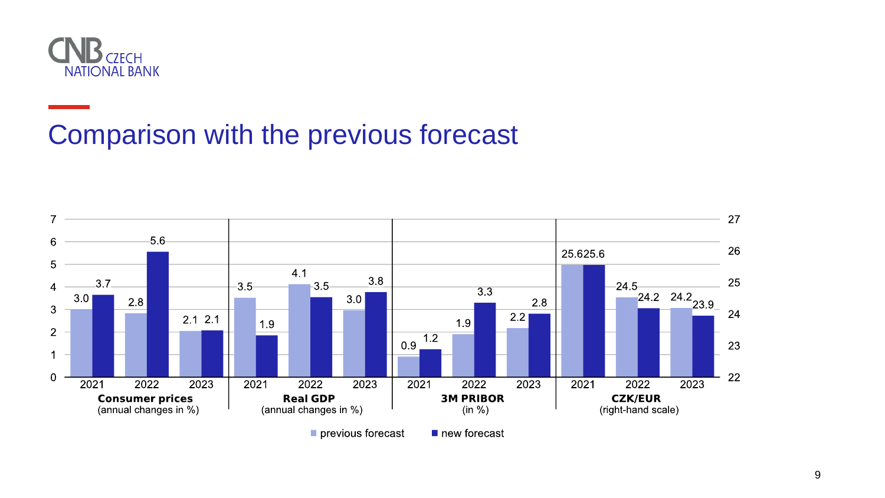# Comparison with the previous forecast

| | Consumer prices (annual changes in %) | | | Real GDP (annual changes in %) | | | 3M PRIBOR (in %) | | | CZK/EUR (right-hand scale) | | |
|---|---|---|---|---|---|---|---|---|---|---|---|---|
| | 2021 | 2022 | 2023 | 2021 | 2022 | 2023 | 2021 | 2022 | 2023 | 2021 | 2022 | 2023 |
| previous forecast | 3.0 | 2.8 | 2.1 | 3.5 | 4.1 | 3.0 | 0.9 | 1.9 | 2.2 | 25.6 | 24.5 | 24.2 |
| new forecast | 3.7 | 5.6 | 2.1 | 1.9 | 3.5 | 3.8 | 1.2 | 3.3 | 2.8 | 25.6 | 24.2 | 23.9 |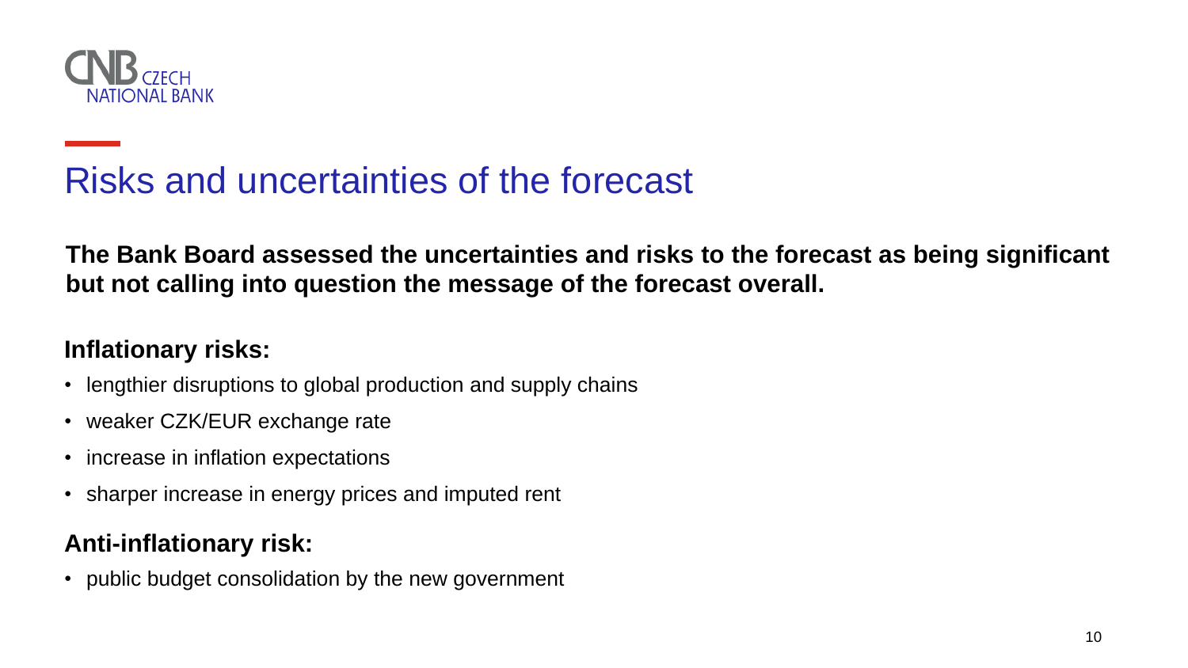# Risks and uncertainties of the forecast

**The Bank Board assessed the uncertainties and risks to the forecast as being significant but not calling into question the message of the forecast overall.**

### Inflationary risks:

- lengthier disruptions to global production and supply chains
- weaker CZK/EUR exchange rate
- increase in inflation expectations
- sharper increase in energy prices and imputed rent

### Anti-inflationary risk:

- public budget consolidation by the new government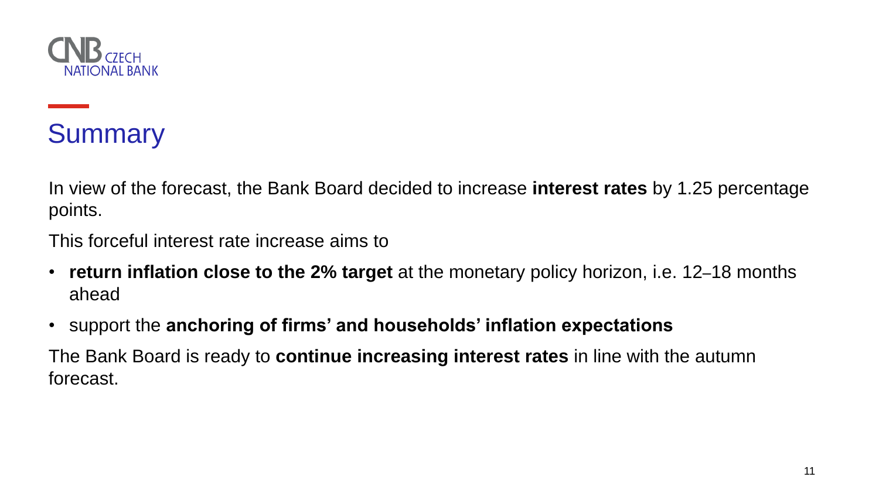## Summary

In view of the forecast, the Bank Board decided to increase **interest rates** by 1.25 percentage points.

This forceful interest rate increase aims to

- **return inflation close to the 2% target** at the monetary policy horizon, i.e. 12–18 months ahead
- support the **anchoring of firms' and households' inflation expectations**

The Bank Board is ready to **continue increasing interest rates** in line with the autumn forecast.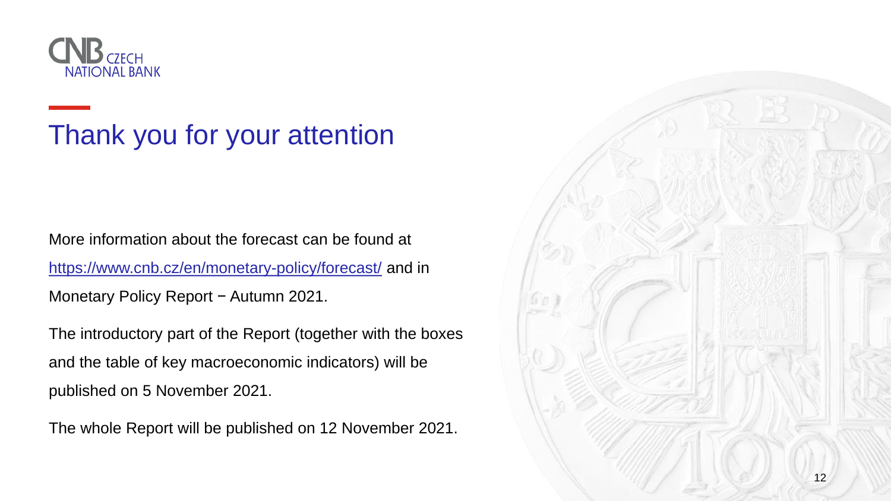# Thank you for your attention

More information about the forecast can be found at [https://www.cnb.cz/en/monetary-policy/forecast/](https://www.cnb.cz/en/monetary-policy/forecast/) and in Monetary Policy Report − Autumn 2021.

The introductory part of the Report (together with the boxes and the table of key macroeconomic indicators) will be published on 5 November 2021.

The whole Report will be published on 12 November 2021.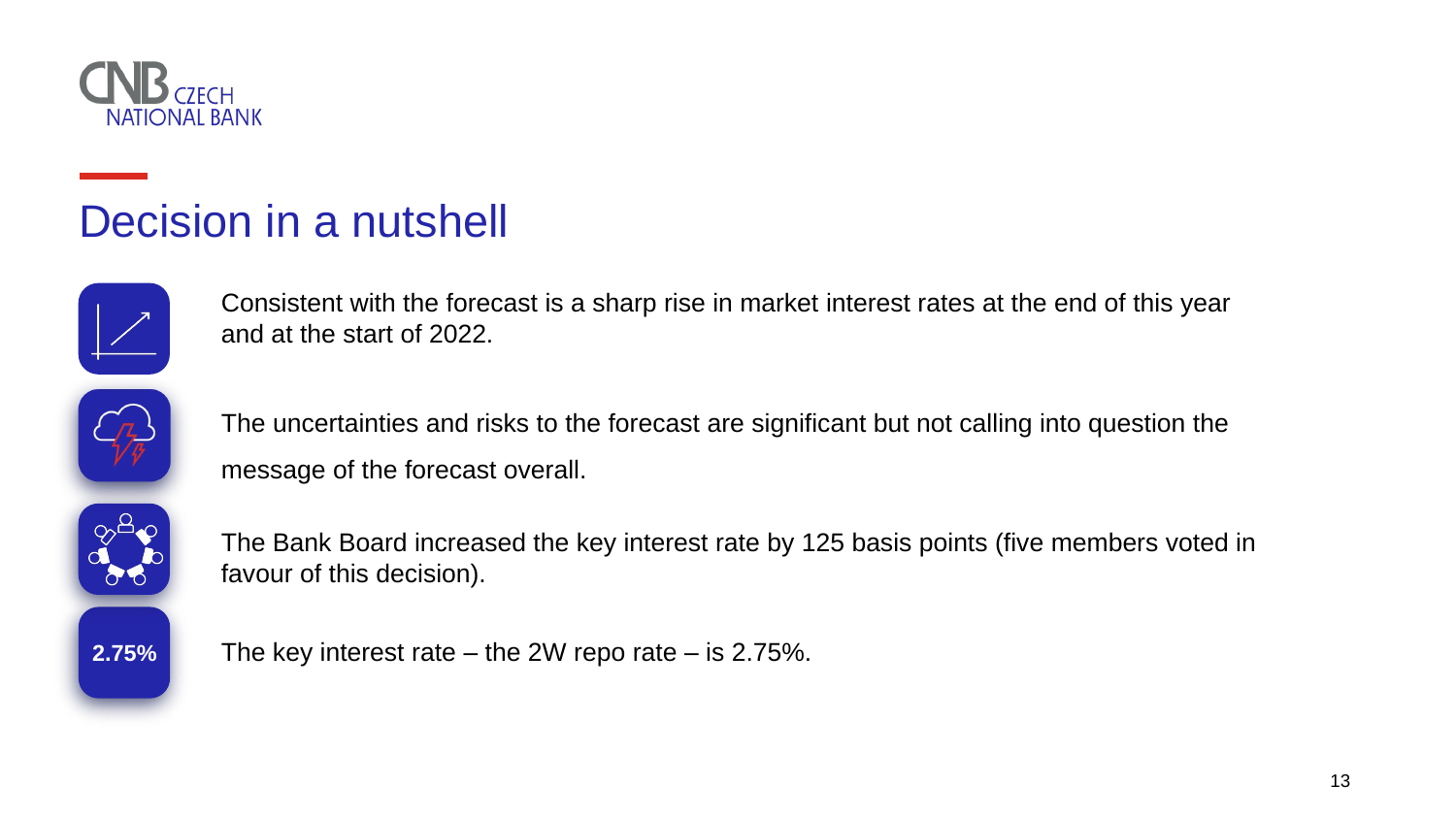# Decision in a nutshell

Consistent with the forecast is a sharp rise in market interest rates at the end of this year and at the start of 2022.

The uncertainties and risks to the forecast are significant but not calling into question the message of the forecast overall.

The Bank Board increased the key interest rate by 125 basis points (five members voted in favour of this decision).

**2.75%**

The key interest rate – the 2W repo rate – is 2.75%.